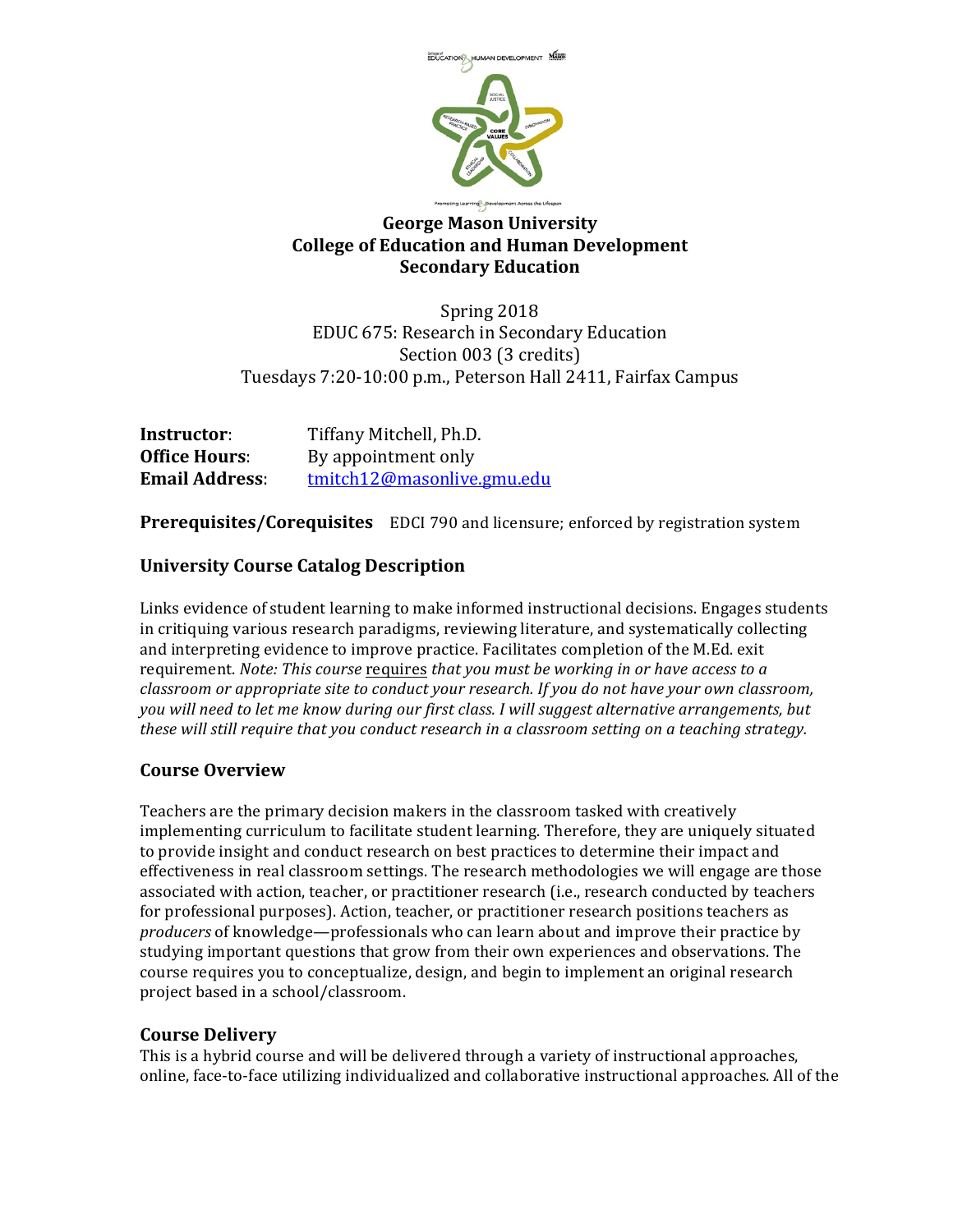# George Mason University
# College of Education and Human Development
# Secondary Education

Spring 2018
EDUC 675: Research in Secondary Education
Section 003 (3 credits)
Tuesdays 7:20-10:00 p.m., Peterson Hall 2411, Fairfax Campus

**Instructor**: Tiffany Mitchell, Ph.D.
**Office Hours**: By appointment only
**Email Address**: tmitch12@masonlive.gmu.edu

**Prerequisites/Corequisites** EDCI 790 and licensure; enforced by registration system

## University Course Catalog Description

Links evidence of student learning to make informed instructional decisions. Engages students in critiquing various research paradigms, reviewing literature, and systematically collecting and interpreting evidence to improve practice. Facilitates completion of the M.Ed. exit requirement. *Note: This course* requires *that you must be working in or have access to a classroom or appropriate site to conduct your research. If you do not have your own classroom, you will need to let me know during our first class. I will suggest alternative arrangements, but these will still require that you conduct research in a classroom setting on a teaching strategy.*

## Course Overview

Teachers are the primary decision makers in the classroom tasked with creatively implementing curriculum to facilitate student learning. Therefore, they are uniquely situated to provide insight and conduct research on best practices to determine their impact and effectiveness in real classroom settings. The research methodologies we will engage are those associated with action, teacher, or practitioner research (i.e., research conducted by teachers for professional purposes). Action, teacher, or practitioner research positions teachers as *producers* of knowledge—professionals who can learn about and improve their practice by studying important questions that grow from their own experiences and observations. The course requires you to conceptualize, design, and begin to implement an original research project based in a school/classroom.

## Course Delivery

This is a hybrid course and will be delivered through a variety of instructional approaches, online, face-to-face utilizing individualized and collaborative instructional approaches. All of the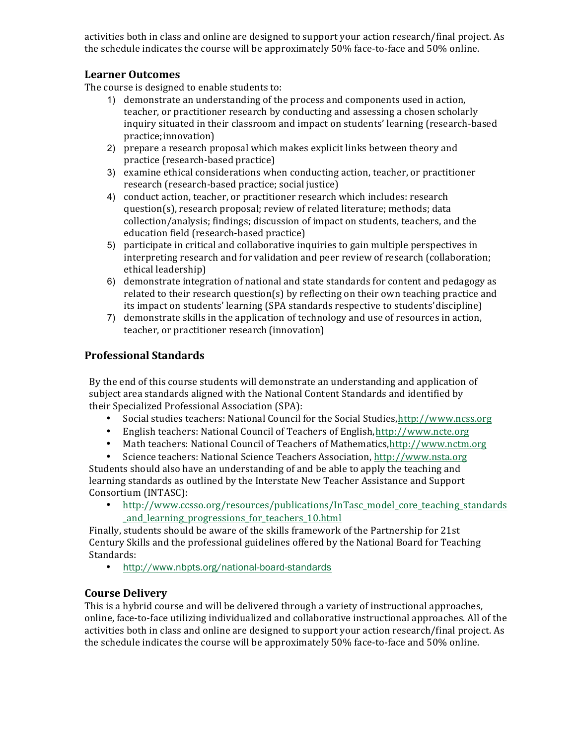activities both in class and online are designed to support your action research/final project. As the schedule indicates the course will be approximately 50% face-to-face and 50% online.

## Learner Outcomes

The course is designed to enable students to:

1) demonstrate an understanding of the process and components used in action, teacher, or practitioner research by conducting and assessing a chosen scholarly inquiry situated in their classroom and impact on students' learning (research-based practice; innovation)
2) prepare a research proposal which makes explicit links between theory and practice (research-based practice)
3) examine ethical considerations when conducting action, teacher, or practitioner research (research-based practice; social justice)
4) conduct action, teacher, or practitioner research which includes: research question(s), research proposal; review of related literature; methods; data collection/analysis; findings; discussion of impact on students, teachers, and the education field (research-based practice)
5) participate in critical and collaborative inquiries to gain multiple perspectives in interpreting research and for validation and peer review of research (collaboration; ethical leadership)
6) demonstrate integration of national and state standards for content and pedagogy as related to their research question(s) by reflecting on their own teaching practice and its impact on students' learning (SPA standards respective to students' discipline)
7) demonstrate skills in the application of technology and use of resources in action, teacher, or practitioner research (innovation)

## Professional Standards

By the end of this course students will demonstrate an understanding and application of subject area standards aligned with the National Content Standards and identified by their Specialized Professional Association (SPA):

- Social studies teachers: National Council for the Social Studies, http://www.ncss.org
- English teachers: National Council of Teachers of English, http://www.ncte.org
- Math teachers: National Council of Teachers of Mathematics, http://www.nctm.org
- Science teachers: National Science Teachers Association, http://www.nsta.org

Students should also have an understanding of and be able to apply the teaching and learning standards as outlined by the Interstate New Teacher Assistance and Support Consortium (INTASC):

- http://www.ccsso.org/resources/publications/InTasc_model_core_teaching_standards_and_learning_progressions_for_teachers_10.html

Finally, students should be aware of the skills framework of the Partnership for 21st Century Skills and the professional guidelines offered by the National Board for Teaching Standards:

- http://www.nbpts.org/national-board-standards

## Course Delivery

This is a hybrid course and will be delivered through a variety of instructional approaches, online, face-to-face utilizing individualized and collaborative instructional approaches. All of the activities both in class and online are designed to support your action research/final project. As the schedule indicates the course will be approximately 50% face-to-face and 50% online.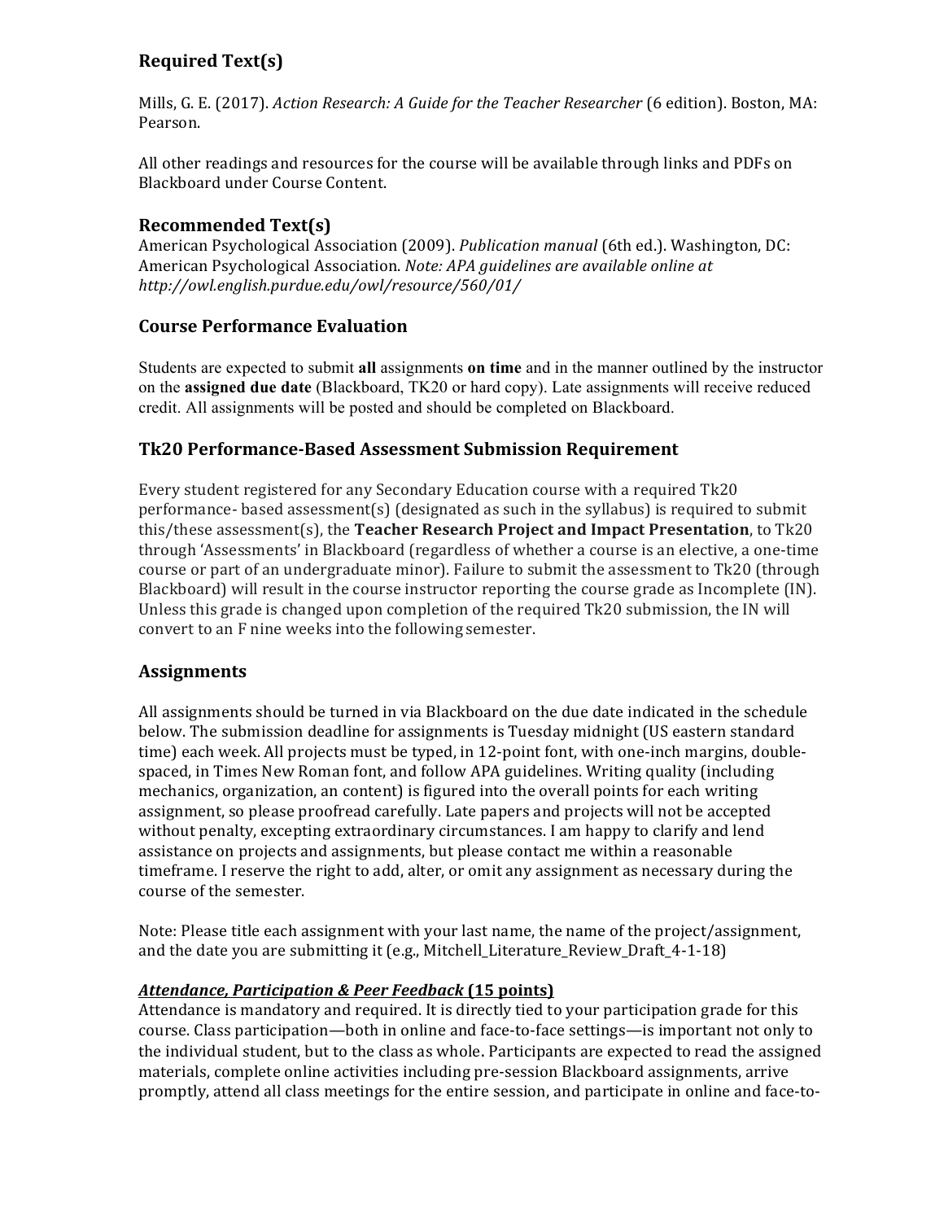## Required Text(s)

Mills, G. E. (2017). *Action Research: A Guide for the Teacher Researcher* (6 edition). Boston, MA: Pearson.

All other readings and resources for the course will be available through links and PDFs on Blackboard under Course Content.

## Recommended Text(s)

American Psychological Association (2009). *Publication manual* (6th ed.). Washington, DC: American Psychological Association. *Note: APA guidelines are available online at http://owl.english.purdue.edu/owl/resource/560/01/*

## Course Performance Evaluation

Students are expected to submit **all** assignments **on time** and in the manner outlined by the instructor on the **assigned due date** (Blackboard, TK20 or hard copy). Late assignments will receive reduced credit. All assignments will be posted and should be completed on Blackboard.

## Tk20 Performance-Based Assessment Submission Requirement

Every student registered for any Secondary Education course with a required Tk20 performance- based assessment(s) (designated as such in the syllabus) is required to submit this/these assessment(s), the **Teacher Research Project and Impact Presentation**, to Tk20 through 'Assessments' in Blackboard (regardless of whether a course is an elective, a one-time course or part of an undergraduate minor). Failure to submit the assessment to Tk20 (through Blackboard) will result in the course instructor reporting the course grade as Incomplete (IN). Unless this grade is changed upon completion of the required Tk20 submission, the IN will convert to an F nine weeks into the following semester.

## Assignments

All assignments should be turned in via Blackboard on the due date indicated in the schedule below. The submission deadline for assignments is Tuesday midnight (US eastern standard time) each week. All projects must be typed, in 12-point font, with one-inch margins, double-spaced, in Times New Roman font, and follow APA guidelines. Writing quality (including mechanics, organization, an content) is figured into the overall points for each writing assignment, so please proofread carefully. Late papers and projects will not be accepted without penalty, excepting extraordinary circumstances. I am happy to clarify and lend assistance on projects and assignments, but please contact me within a reasonable timeframe. I reserve the right to add, alter, or omit any assignment as necessary during the course of the semester.

Note: Please title each assignment with your last name, the name of the project/assignment, and the date you are submitting it (e.g., Mitchell_Literature_Review_Draft_4-1-18)

***Attendance, Participation & Peer Feedback*** **(15 points)**

Attendance is mandatory and required. It is directly tied to your participation grade for this course. Class participation—both in online and face-to-face settings—is important not only to the individual student, but to the class as whole. Participants are expected to read the assigned materials, complete online activities including pre-session Blackboard assignments, arrive promptly, attend all class meetings for the entire session, and participate in online and face-to-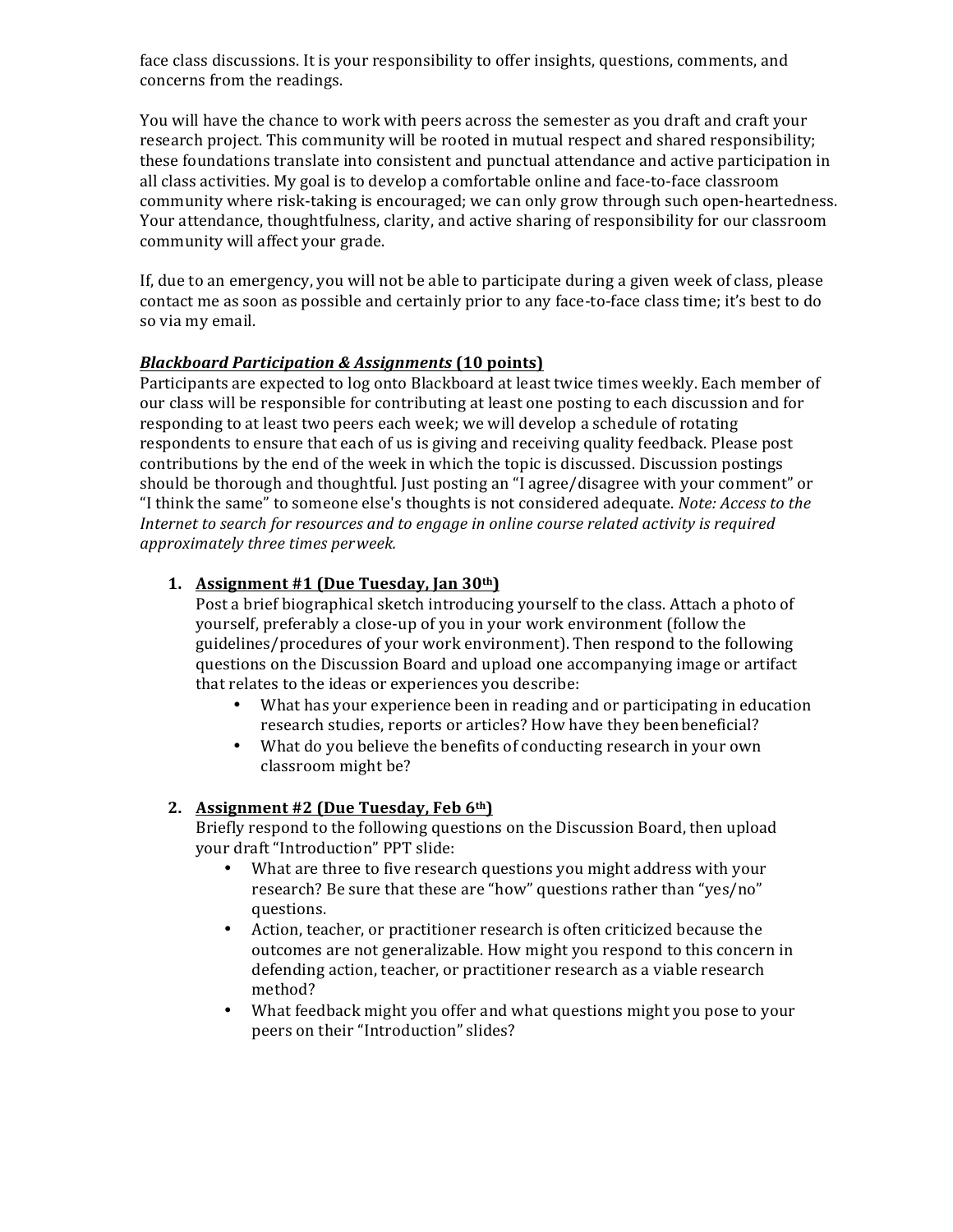face class discussions. It is your responsibility to offer insights, questions, comments, and concerns from the readings.

You will have the chance to work with peers across the semester as you draft and craft your research project. This community will be rooted in mutual respect and shared responsibility; these foundations translate into consistent and punctual attendance and active participation in all class activities. My goal is to develop a comfortable online and face-to-face classroom community where risk-taking is encouraged; we can only grow through such open-heartedness. Your attendance, thoughtfulness, clarity, and active sharing of responsibility for our classroom community will affect your grade.

If, due to an emergency, you will not be able to participate during a given week of class, please contact me as soon as possible and certainly prior to any face-to-face class time; it's best to do so via my email.

***Blackboard Participation & Assignments*** **(10 points)**

Participants are expected to log onto Blackboard at least twice times weekly. Each member of our class will be responsible for contributing at least one posting to each discussion and for responding to at least two peers each week; we will develop a schedule of rotating respondents to ensure that each of us is giving and receiving quality feedback. Please post contributions by the end of the week in which the topic is discussed. Discussion postings should be thorough and thoughtful. Just posting an "I agree/disagree with your comment" or "I think the same" to someone else's thoughts is not considered adequate. *Note: Access to the Internet to search for resources and to engage in online course related activity is required approximately three times perweek.*

1. **Assignment #1 (Due Tuesday, Jan 30th)**
   Post a brief biographical sketch introducing yourself to the class. Attach a photo of yourself, preferably a close-up of you in your work environment (follow the guidelines/procedures of your work environment). Then respond to the following questions on the Discussion Board and upload one accompanying image or artifact that relates to the ideas or experiences you describe:
   - What has your experience been in reading and or participating in education research studies, reports or articles? How have they been beneficial?
   - What do you believe the benefits of conducting research in your own classroom might be?

2. **Assignment #2 (Due Tuesday, Feb 6th)**
   Briefly respond to the following questions on the Discussion Board, then upload your draft "Introduction" PPT slide:
   - What are three to five research questions you might address with your research? Be sure that these are "how" questions rather than "yes/no" questions.
   - Action, teacher, or practitioner research is often criticized because the outcomes are not generalizable. How might you respond to this concern in defending action, teacher, or practitioner research as a viable research method?
   - What feedback might you offer and what questions might you pose to your peers on their "Introduction" slides?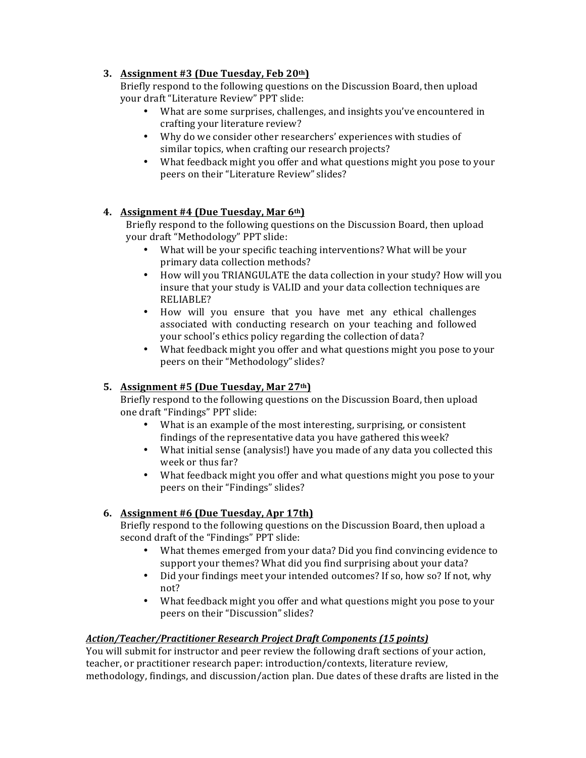3. **Assignment #3 (Due Tuesday, Feb 20th)**
   Briefly respond to the following questions on the Discussion Board, then upload your draft "Literature Review" PPT slide:
   - What are some surprises, challenges, and insights you've encountered in crafting your literature review?
   - Why do we consider other researchers' experiences with studies of similar topics, when crafting our research projects?
   - What feedback might you offer and what questions might you pose to your peers on their "Literature Review" slides?

4. **Assignment #4 (Due Tuesday, Mar 6th)**
   Briefly respond to the following questions on the Discussion Board, then upload your draft "Methodology" PPT slide:
   - What will be your specific teaching interventions? What will be your primary data collection methods?
   - How will you TRIANGULATE the data collection in your study? How will you insure that your study is VALID and your data collection techniques are RELIABLE?
   - How will you ensure that you have met any ethical challenges associated with conducting research on your teaching and followed your school's ethics policy regarding the collection of data?
   - What feedback might you offer and what questions might you pose to your peers on their "Methodology" slides?

5. **Assignment #5 (Due Tuesday, Mar 27th)**
   Briefly respond to the following questions on the Discussion Board, then upload one draft "Findings" PPT slide:
   - What is an example of the most interesting, surprising, or consistent findings of the representative data you have gathered this week?
   - What initial sense (analysis!) have you made of any data you collected this week or thus far?
   - What feedback might you offer and what questions might you pose to your peers on their "Findings" slides?

6. **Assignment #6 (Due Tuesday, Apr 17th)**
   Briefly respond to the following questions on the Discussion Board, then upload a second draft of the "Findings" PPT slide:
   - What themes emerged from your data? Did you find convincing evidence to support your themes? What did you find surprising about your data?
   - Did your findings meet your intended outcomes? If so, how so? If not, why not?
   - What feedback might you offer and what questions might you pose to your peers on their "Discussion" slides?

***Action/Teacher/Practitioner Research Project Draft Components (15 points)***

You will submit for instructor and peer review the following draft sections of your action, teacher, or practitioner research paper: introduction/contexts, literature review, methodology, findings, and discussion/action plan. Due dates of these drafts are listed in the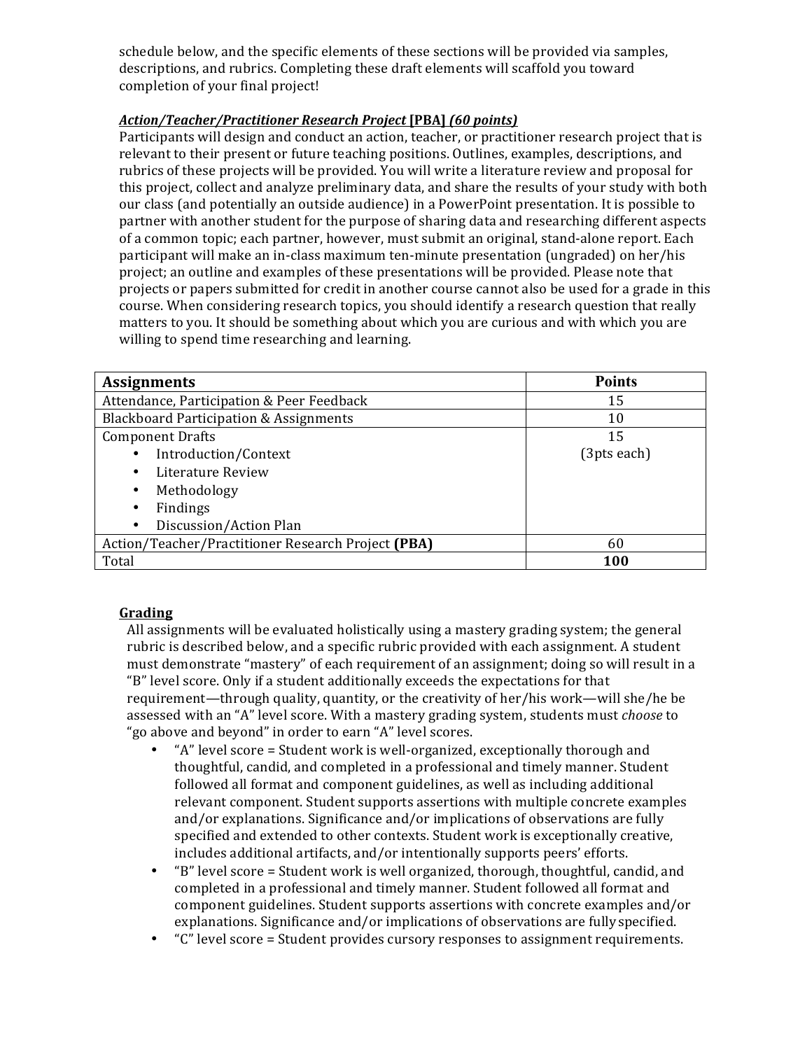schedule below, and the specific elements of these sections will be provided via samples, descriptions, and rubrics. Completing these draft elements will scaffold you toward completion of your final project!

***Action/Teacher/Practitioner Research Project*** **[PBA]** ***(60 points)***

Participants will design and conduct an action, teacher, or practitioner research project that is relevant to their present or future teaching positions. Outlines, examples, descriptions, and rubrics of these projects will be provided. You will write a literature review and proposal for this project, collect and analyze preliminary data, and share the results of your study with both our class (and potentially an outside audience) in a PowerPoint presentation. It is possible to partner with another student for the purpose of sharing data and researching different aspects of a common topic; each partner, however, must submit an original, stand-alone report. Each participant will make an in-class maximum ten-minute presentation (ungraded) on her/his project; an outline and examples of these presentations will be provided. Please note that projects or papers submitted for credit in another course cannot also be used for a grade in this course. When considering research topics, you should identify a research question that really matters to you. It should be something about which you are curious and with which you are willing to spend time researching and learning.

| **Assignments** | **Points** |
|---|---|
| Attendance, Participation & Peer Feedback | 15 |
| Blackboard Participation & Assignments | 10 |
| Component Drafts<br>• Introduction/Context<br>• Literature Review<br>• Methodology<br>• Findings<br>• Discussion/Action Plan | 15<br>(3pts each) |
| Action/Teacher/Practitioner Research Project **(PBA)** | 60 |
| Total | **100** |

**Grading**

All assignments will be evaluated holistically using a mastery grading system; the general rubric is described below, and a specific rubric provided with each assignment. A student must demonstrate "mastery" of each requirement of an assignment; doing so will result in a "B" level score. Only if a student additionally exceeds the expectations for that requirement—through quality, quantity, or the creativity of her/his work—will she/he be assessed with an "A" level score. With a mastery grading system, students must *choose* to "go above and beyond" in order to earn "A" level scores.

- "A" level score = Student work is well-organized, exceptionally thorough and thoughtful, candid, and completed in a professional and timely manner. Student followed all format and component guidelines, as well as including additional relevant component. Student supports assertions with multiple concrete examples and/or explanations. Significance and/or implications of observations are fully specified and extended to other contexts. Student work is exceptionally creative, includes additional artifacts, and/or intentionally supports peers' efforts.
- "B" level score = Student work is well organized, thorough, thoughtful, candid, and completed in a professional and timely manner. Student followed all format and component guidelines. Student supports assertions with concrete examples and/or explanations. Significance and/or implications of observations are fully specified.
- "C" level score = Student provides cursory responses to assignment requirements.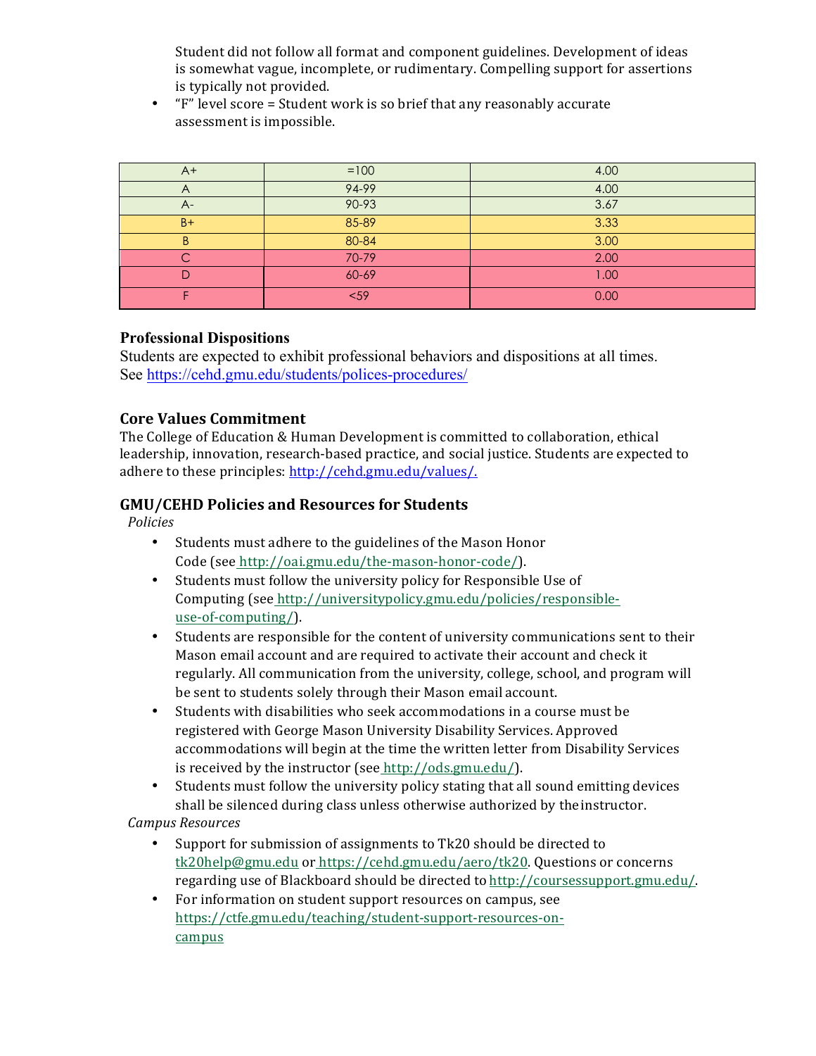Student did not follow all format and component guidelines. Development of ideas is somewhat vague, incomplete, or rudimentary. Compelling support for assertions is typically not provided.

- "F" level score = Student work is so brief that any reasonably accurate assessment is impossible.

| | | |
|---|---|---|
| A+ | =100 | 4.00 |
| A | 94-99 | 4.00 |
| A- | 90-93 | 3.67 |
| B+ | 85-89 | 3.33 |
| B | 80-84 | 3.00 |
| C | 70-79 | 2.00 |
| D | 60-69 | 1.00 |
| F | <59 | 0.00 |

### Professional Dispositions

Students are expected to exhibit professional behaviors and dispositions at all times. See https://cehd.gmu.edu/students/polices-procedures/

### Core Values Commitment

The College of Education & Human Development is committed to collaboration, ethical leadership, innovation, research-based practice, and social justice. Students are expected to adhere to these principles: http://cehd.gmu.edu/values/.

### GMU/CEHD Policies and Resources for Students

*Policies*

- Students must adhere to the guidelines of the Mason Honor Code (see http://oai.gmu.edu/the-mason-honor-code/).
- Students must follow the university policy for Responsible Use of Computing (see http://universitypolicy.gmu.edu/policies/responsible-use-of-computing/).
- Students are responsible for the content of university communications sent to their Mason email account and are required to activate their account and check it regularly. All communication from the university, college, school, and program will be sent to students solely through their Mason email account.
- Students with disabilities who seek accommodations in a course must be registered with George Mason University Disability Services. Approved accommodations will begin at the time the written letter from Disability Services is received by the instructor (see http://ods.gmu.edu/).
- Students must follow the university policy stating that all sound emitting devices shall be silenced during class unless otherwise authorized by the instructor.

*Campus Resources*

- Support for submission of assignments to Tk20 should be directed to tk20help@gmu.edu or https://cehd.gmu.edu/aero/tk20. Questions or concerns regarding use of Blackboard should be directed to http://coursessupport.gmu.edu/.
- For information on student support resources on campus, see https://ctfe.gmu.edu/teaching/student-support-resources-on-campus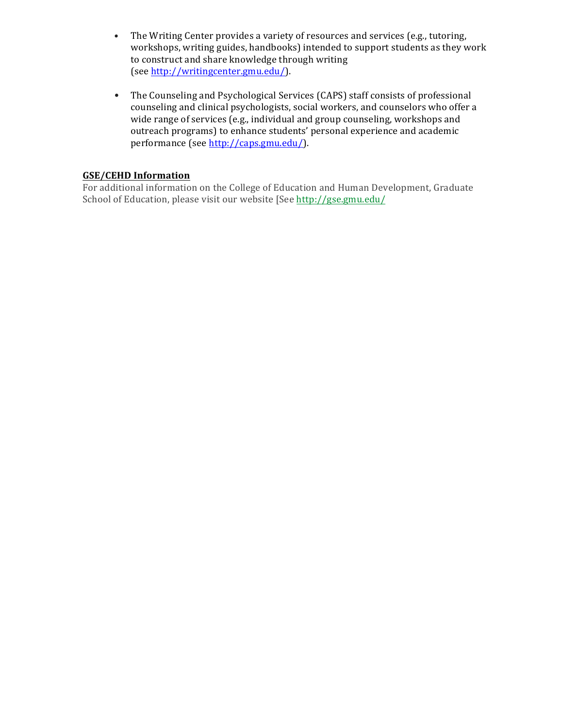- The Writing Center provides a variety of resources and services (e.g., tutoring, workshops, writing guides, handbooks) intended to support students as they work to construct and share knowledge through writing (see http://writingcenter.gmu.edu/).

- The Counseling and Psychological Services (CAPS) staff consists of professional counseling and clinical psychologists, social workers, and counselors who offer a wide range of services (e.g., individual and group counseling, workshops and outreach programs) to enhance students' personal experience and academic performance (see http://caps.gmu.edu/).

**GSE/CEHD Information**

For additional information on the College of Education and Human Development, Graduate School of Education, please visit our website [See http://gse.gmu.edu/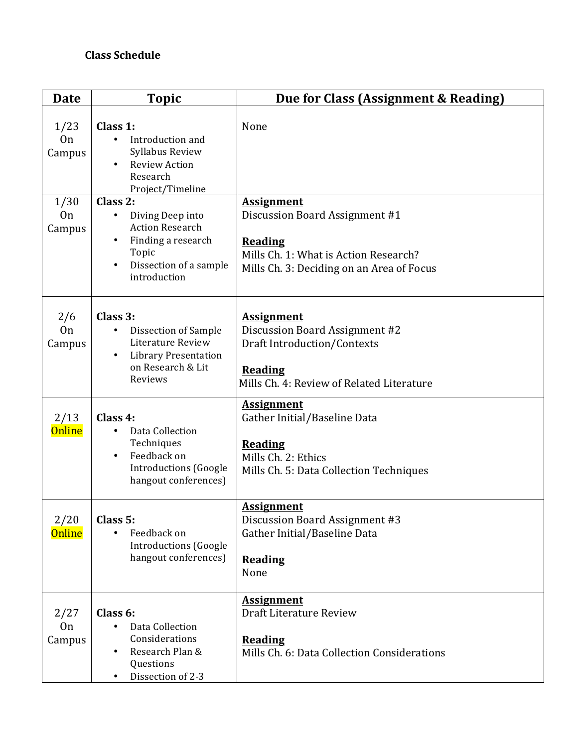**Class Schedule**

| Date | Topic | Due for Class (Assignment & Reading) |
|---|---|---|
| 1/23 On Campus | **Class 1:** <br>• Introduction and Syllabus Review <br>• Review Action Research Project/Timeline | None |
| 1/30 On Campus | **Class 2:** <br>• Diving Deep into Action Research <br>• Finding a research Topic <br>• Dissection of a sample introduction | **Assignment** <br>Discussion Board Assignment #1 <br><br>**Reading** <br>Mills Ch. 1: What is Action Research? <br>Mills Ch. 3: Deciding on an Area of Focus |
| 2/6 On Campus | **Class 3:** <br>• Dissection of Sample Literature Review <br>• Library Presentation on Research & Lit Reviews | **Assignment** <br>Discussion Board Assignment #2 <br>Draft Introduction/Contexts <br><br>**Reading** <br>Mills Ch. 4: Review of Related Literature |
| 2/13 Online | **Class 4:** <br>• Data Collection Techniques <br>• Feedback on Introductions (Google hangout conferences) | **Assignment** <br>Gather Initial/Baseline Data <br><br>**Reading** <br>Mills Ch. 2: Ethics <br>Mills Ch. 5: Data Collection Techniques |
| 2/20 Online | **Class 5:** <br>• Feedback on Introductions (Google hangout conferences) | **Assignment** <br>Discussion Board Assignment #3 <br>Gather Initial/Baseline Data <br><br>**Reading** <br>None |
| 2/27 On Campus | **Class 6:** <br>• Data Collection Considerations <br>• Research Plan & Questions <br>• Dissection of 2-3 | **Assignment** <br>Draft Literature Review <br><br>**Reading** <br>Mills Ch. 6: Data Collection Considerations |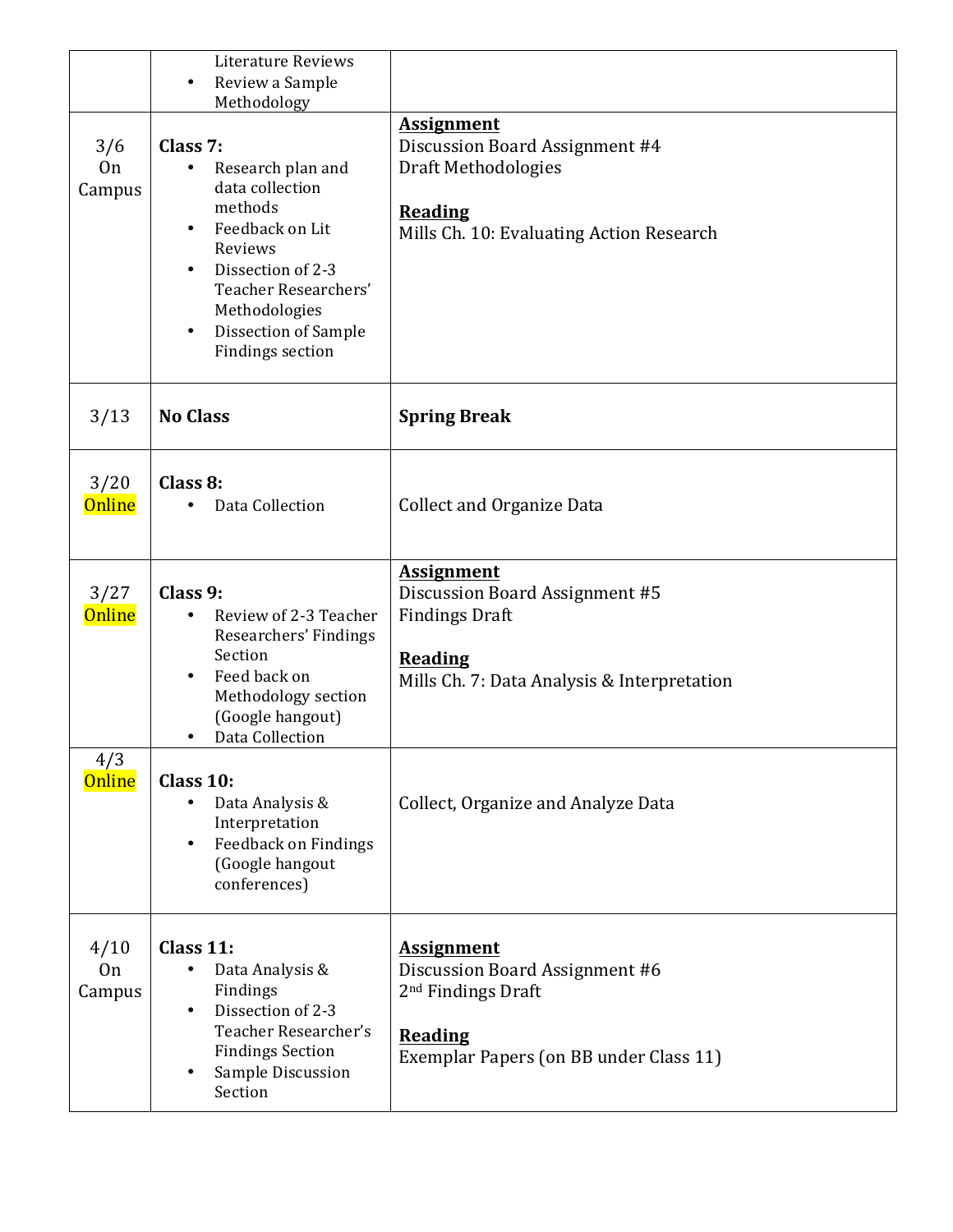| | | |
|---|---|---|
| | Literature Reviews<br>• Review a Sample Methodology | |
| 3/6<br>On Campus | **Class 7:**<br>• Research plan and data collection methods<br>• Feedback on Lit Reviews<br>• Dissection of 2-3 Teacher Researchers' Methodologies<br>• Dissection of Sample Findings section | **Assignment**<br>Discussion Board Assignment #4<br>Draft Methodologies<br><br>**Reading**<br>Mills Ch. 10: Evaluating Action Research |
| 3/13 | **No Class** | **Spring Break** |
| 3/20<br>Online | **Class 8:**<br>• Data Collection | Collect and Organize Data |
| 3/27<br>Online | **Class 9:**<br>• Review of 2-3 Teacher Researchers' Findings Section<br>• Feed back on Methodology section (Google hangout)<br>• Data Collection | **Assignment**<br>Discussion Board Assignment #5<br>Findings Draft<br><br>**Reading**<br>Mills Ch. 7: Data Analysis & Interpretation |
| 4/3<br>Online | **Class 10:**<br>• Data Analysis & Interpretation<br>• Feedback on Findings (Google hangout conferences) | Collect, Organize and Analyze Data |
| 4/10<br>On Campus | **Class 11:**<br>• Data Analysis & Findings<br>• Dissection of 2-3 Teacher Researcher's Findings Section<br>• Sample Discussion Section | **Assignment**<br>Discussion Board Assignment #6<br>2nd Findings Draft<br><br>**Reading**<br>Exemplar Papers (on BB under Class 11) |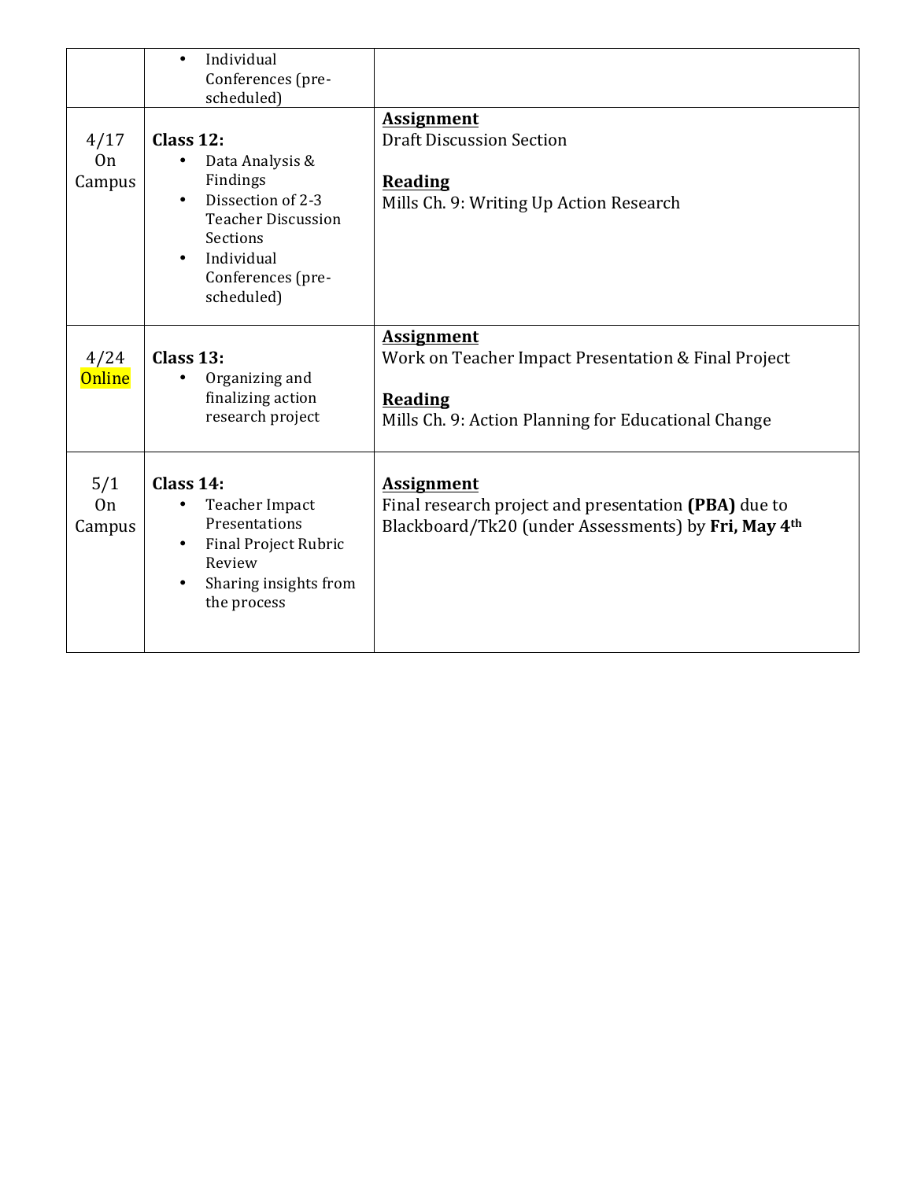| | | |
|---|---|---|
| | • Individual Conferences (pre-scheduled) | |
| 4/17 On Campus | **Class 12:**<br>• Data Analysis & Findings<br>• Dissection of 2-3 Teacher Discussion Sections<br>• Individual Conferences (pre-scheduled) | **Assignment**<br>Draft Discussion Section<br><br>**Reading**<br>Mills Ch. 9: Writing Up Action Research |
| 4/24 Online | **Class 13:**<br>• Organizing and finalizing action research project | **Assignment**<br>Work on Teacher Impact Presentation & Final Project<br><br>**Reading**<br>Mills Ch. 9: Action Planning for Educational Change |
| 5/1 On Campus | **Class 14:**<br>• Teacher Impact Presentations<br>• Final Project Rubric Review<br>• Sharing insights from the process | **Assignment**<br>Final research project and presentation **(PBA)** due to Blackboard/Tk20 (under Assessments) by **Fri, May 4th** |